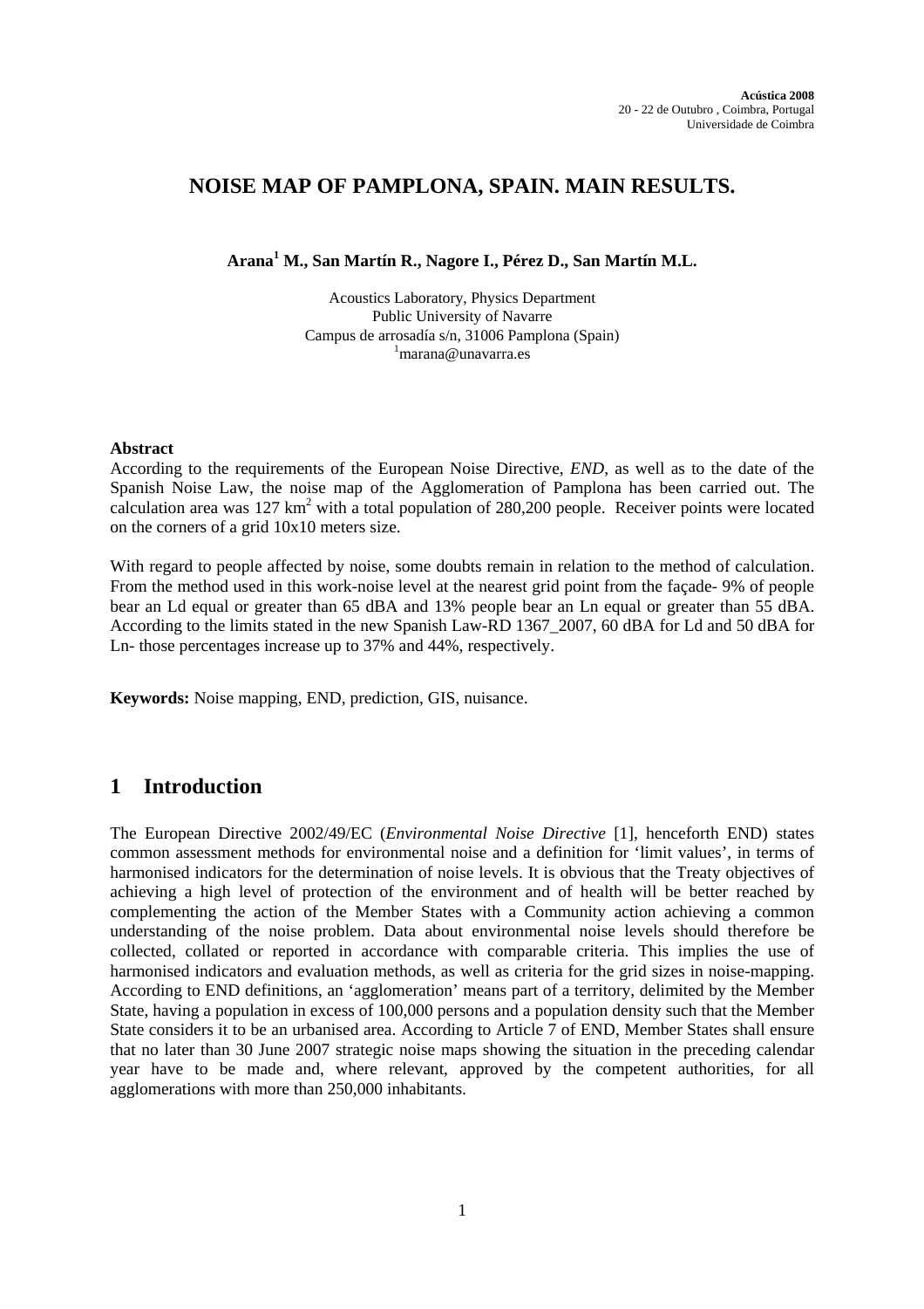# NOISE MAP OF PAMPLONA, SPAIN. MAIN RESULTS.

**Arana[1] M., San Martín R., Nagore I., Pérez D., San Martín M.L.**

Acoustics Laboratory, Physics Department
Public University of Navarre
Campus de arrosadía s/n, 31006 Pamplona (Spain)
[1]marana@unavarra.es

**Abstract**

According to the requirements of the European Noise Directive, *END*, as well as to the date of the Spanish Noise Law, the noise map of the Agglomeration of Pamplona has been carried out. The calculation area was 127 $km^2$ with a total population of 280,200 people. Receiver points were located on the corners of a grid 10x10 meters size.

With regard to people affected by noise, some doubts remain in relation to the method of calculation. From the method used in this work-noise level at the nearest grid point from the façade- 9% of people bear an Ld equal or greater than 65 dBA and 13% people bear an Ln equal or greater than 55 dBA. According to the limits stated in the new Spanish Law-RD 1367_2007, 60 dBA for Ld and 50 dBA for Ln- those percentages increase up to 37% and 44%, respectively.

**Keywords:** Noise mapping, END, prediction, GIS, nuisance.

## 1 Introduction

The European Directive 2002/49/EC (*Environmental Noise Directive* [1], henceforth END) states common assessment methods for environmental noise and a definition for 'limit values', in terms of harmonised indicators for the determination of noise levels. It is obvious that the Treaty objectives of achieving a high level of protection of the environment and of health will be better reached by complementing the action of the Member States with a Community action achieving a common understanding of the noise problem. Data about environmental noise levels should therefore be collected, collated or reported in accordance with comparable criteria. This implies the use of harmonised indicators and evaluation methods, as well as criteria for the grid sizes in noise-mapping. According to END definitions, an 'agglomeration' means part of a territory, delimited by the Member State, having a population in excess of 100,000 persons and a population density such that the Member State considers it to be an urbanised area. According to Article 7 of END, Member States shall ensure that no later than 30 June 2007 strategic noise maps showing the situation in the preceding calendar year have to be made and, where relevant, approved by the competent authorities, for all agglomerations with more than 250,000 inhabitants.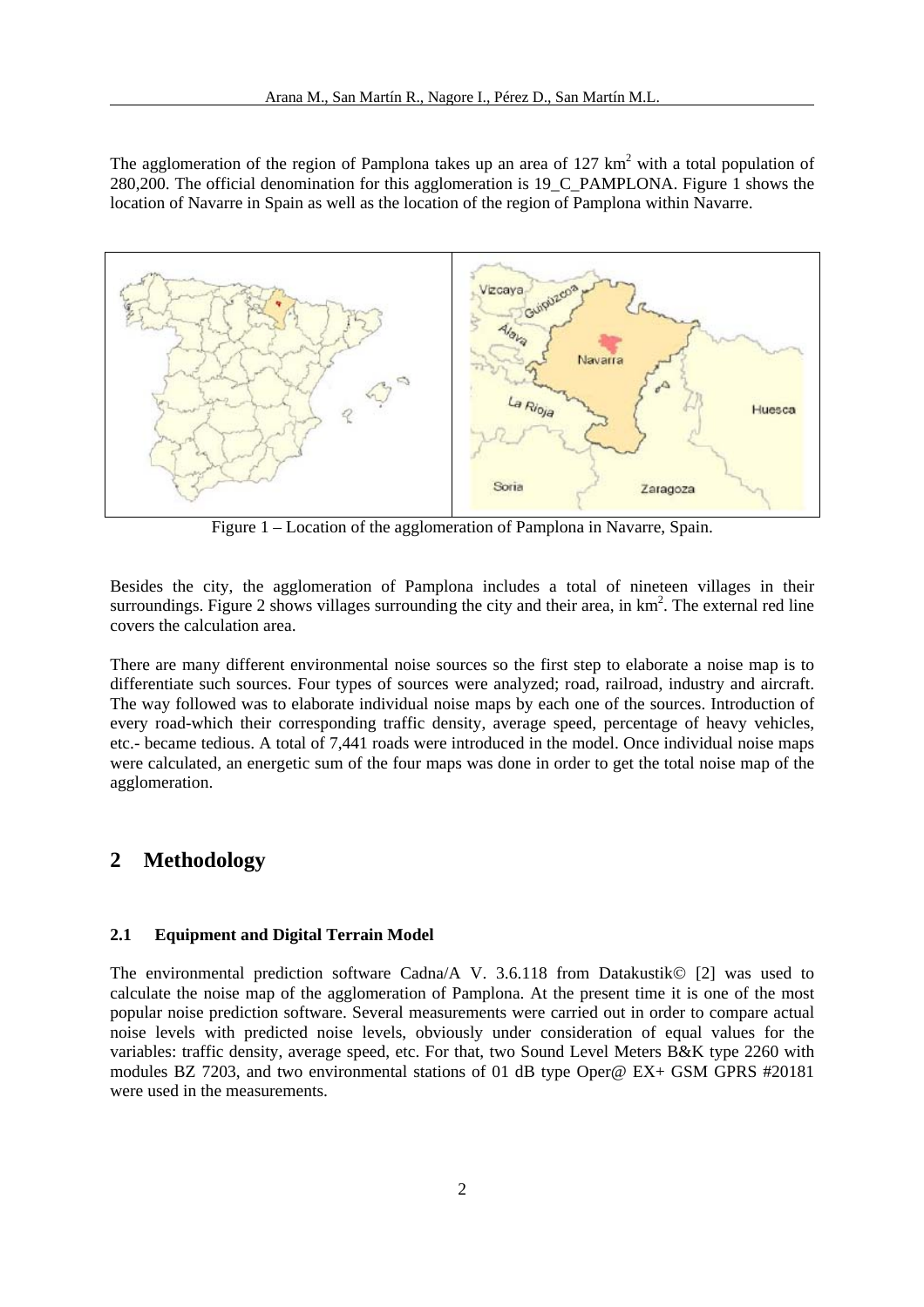The agglomeration of the region of Pamplona takes up an area of 127 $km^2$ with a total population of 280,200. The official denomination for this agglomeration is 19_C_PAMPLONA. Figure 1 shows the location of Navarre in Spain as well as the location of the region of Pamplona within Navarre.

Figure 1 – Location of the agglomeration of Pamplona in Navarre, Spain.

Besides the city, the agglomeration of Pamplona includes a total of nineteen villages in their surroundings. Figure 2 shows villages surrounding the city and their area, in $km^2$. The external red line covers the calculation area.

There are many different environmental noise sources so the first step to elaborate a noise map is to differentiate such sources. Four types of sources were analyzed; road, railroad, industry and aircraft. The way followed was to elaborate individual noise maps by each one of the sources. Introduction of every road-which their corresponding traffic density, average speed, percentage of heavy vehicles, etc.- became tedious. A total of 7,441 roads were introduced in the model. Once individual noise maps were calculated, an energetic sum of the four maps was done in order to get the total noise map of the agglomeration.

## 2 Methodology

### 2.1 Equipment and Digital Terrain Model

The environmental prediction software Cadna/A V. 3.6.118 from Datakustik© [2] was used to calculate the noise map of the agglomeration of Pamplona. At the present time it is one of the most popular noise prediction software. Several measurements were carried out in order to compare actual noise levels with predicted noise levels, obviously under consideration of equal values for the variables: traffic density, average speed, etc. For that, two Sound Level Meters B&K type 2260 with modules BZ 7203, and two environmental stations of 01 dB type Oper@ EX+ GSM GPRS #20181 were used in the measurements.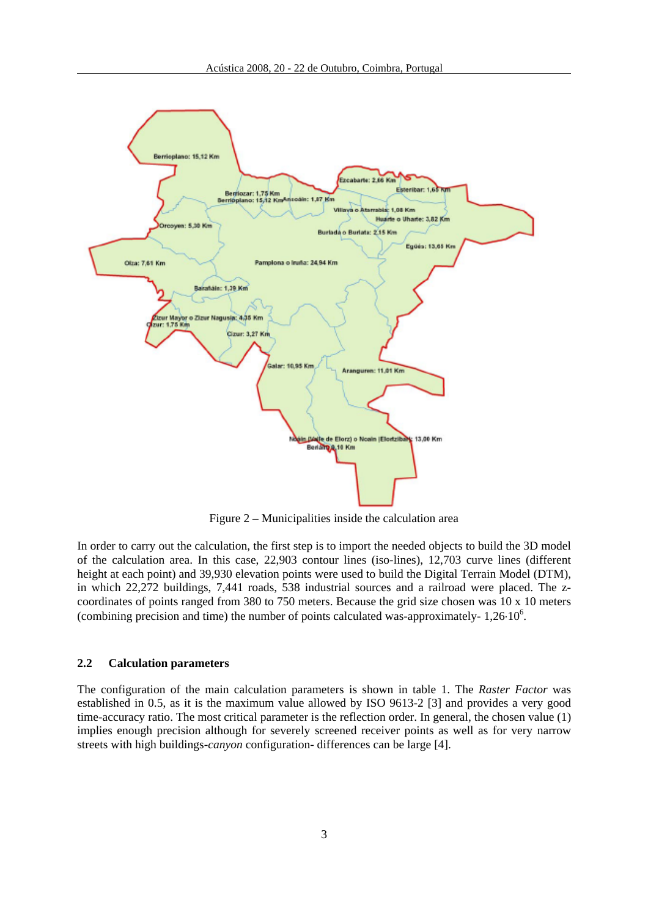Figure 2 – Municipalities inside the calculation area

In order to carry out the calculation, the first step is to import the needed objects to build the 3D model of the calculation area. In this case, 22,903 contour lines (iso-lines), 12,703 curve lines (different height at each point) and 39,930 elevation points were used to build the Digital Terrain Model (DTM), in which 22,272 buildings, 7,441 roads, 538 industrial sources and a railroad were placed. The z-coordinates of points ranged from 380 to 750 meters. Because the grid size chosen was 10 x 10 meters (combining precision and time) the number of points calculated was-approximately- $1{,}26{\cdot}10^{6}$.

### 2.2 Calculation parameters

The configuration of the main calculation parameters is shown in table 1. The *Raster Factor* was established in 0.5, as it is the maximum value allowed by ISO 9613-2 [3] and provides a very good time-accuracy ratio. The most critical parameter is the reflection order. In general, the chosen value (1) implies enough precision although for severely screened receiver points as well as for very narrow streets with high buildings-*canyon* configuration- differences can be large [4].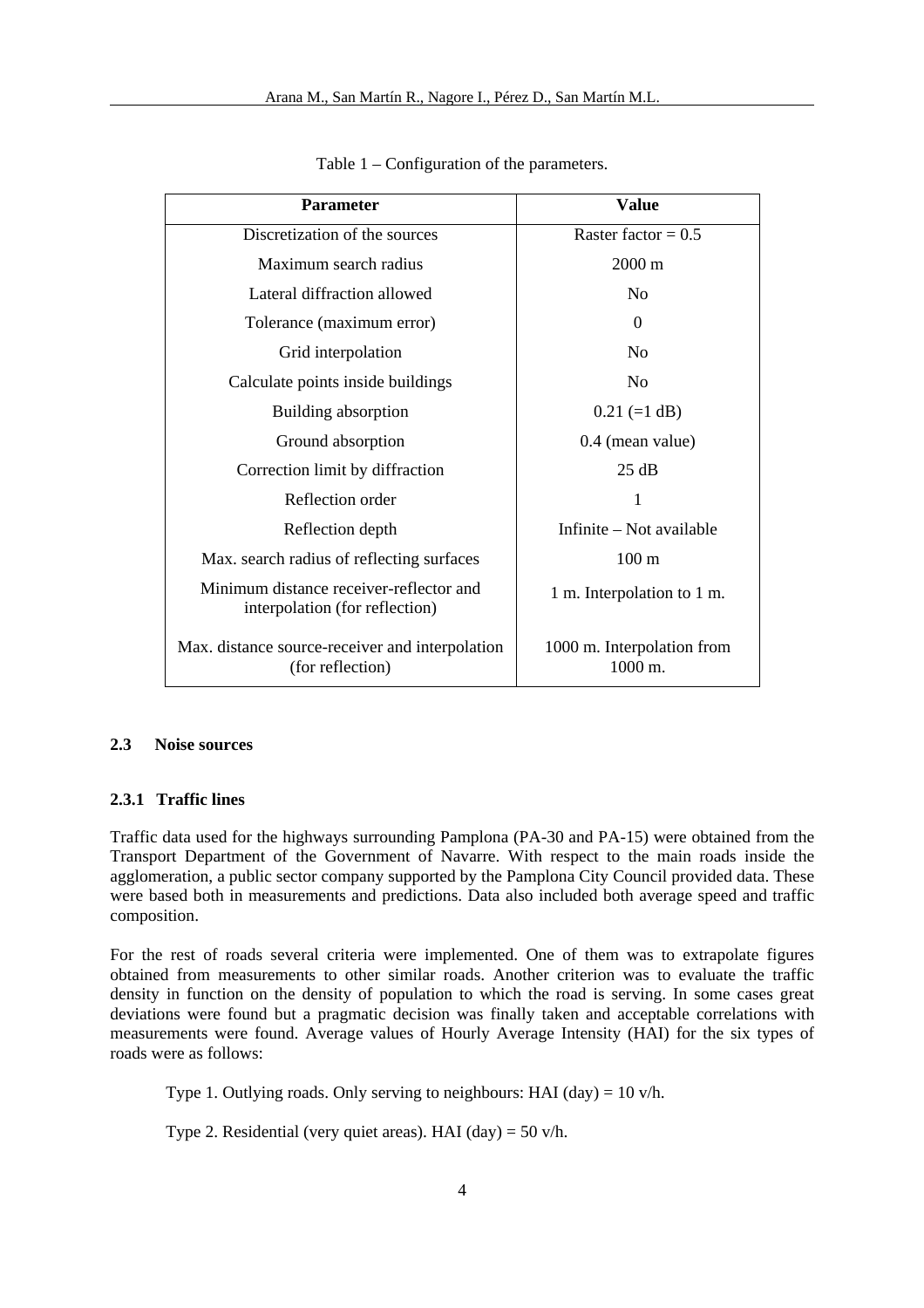Table 1 – Configuration of the parameters.

| Parameter | Value |
| --- | --- |
| Discretization of the sources | Raster factor = 0.5 |
| Maximum search radius | 2000 m |
| Lateral diffraction allowed | No |
| Tolerance (maximum error) | 0 |
| Grid interpolation | No |
| Calculate points inside buildings | No |
| Building absorption | 0.21 (=1 dB) |
| Ground absorption | 0.4 (mean value) |
| Correction limit by diffraction | 25 dB |
| Reflection order | 1 |
| Reflection depth | Infinite – Not available |
| Max. search radius of reflecting surfaces | 100 m |
| Minimum distance receiver-reflector and interpolation (for reflection) | 1 m. Interpolation to 1 m. |
| Max. distance source-receiver and interpolation (for reflection) | 1000 m. Interpolation from 1000 m. |

### 2.3 Noise sources

#### 2.3.1 Traffic lines

Traffic data used for the highways surrounding Pamplona (PA-30 and PA-15) were obtained from the Transport Department of the Government of Navarre. With respect to the main roads inside the agglomeration, a public sector company supported by the Pamplona City Council provided data. These were based both in measurements and predictions. Data also included both average speed and traffic composition.

For the rest of roads several criteria were implemented. One of them was to extrapolate figures obtained from measurements to other similar roads. Another criterion was to evaluate the traffic density in function on the density of population to which the road is serving. In some cases great deviations were found but a pragmatic decision was finally taken and acceptable correlations with measurements were found. Average values of Hourly Average Intensity (HAI) for the six types of roads were as follows:

Type 1. Outlying roads. Only serving to neighbours: HAI (day) = 10 v/h.

Type 2. Residential (very quiet areas). HAI (day) = 50 v/h.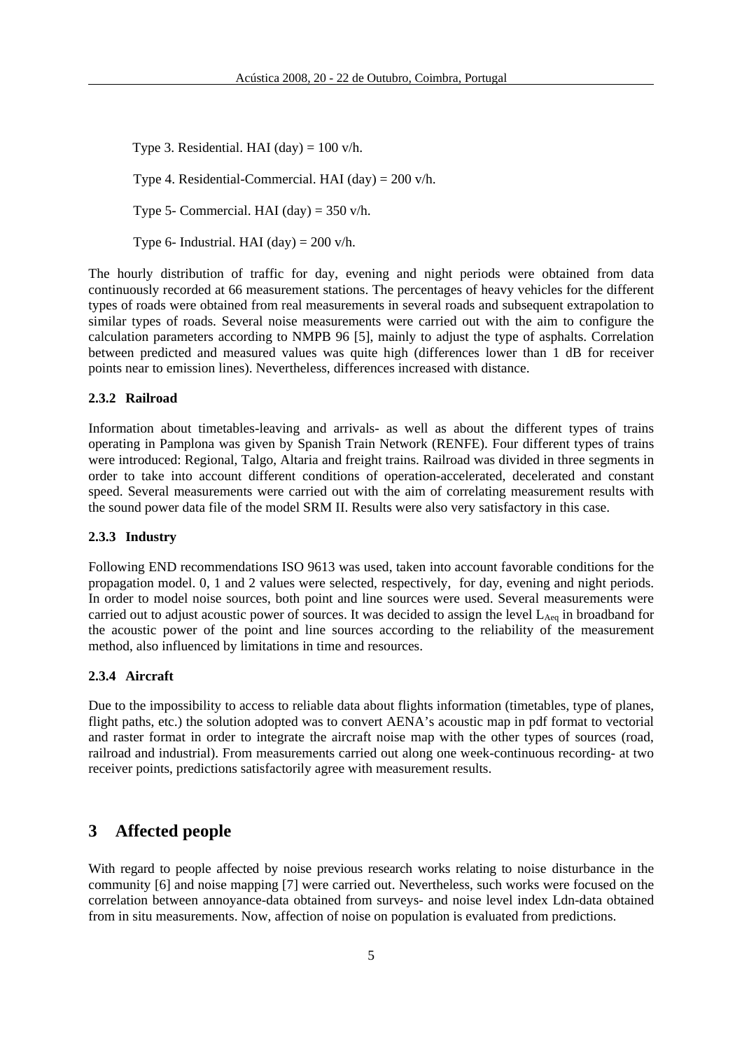Type 3. Residential. HAI (day) = 100 v/h.

Type 4. Residential-Commercial. HAI (day) = 200 v/h.

Type 5- Commercial. HAI (day) = 350 v/h.

Type 6- Industrial. HAI (day) = 200 v/h.

The hourly distribution of traffic for day, evening and night periods were obtained from data continuously recorded at 66 measurement stations. The percentages of heavy vehicles for the different types of roads were obtained from real measurements in several roads and subsequent extrapolation to similar types of roads. Several noise measurements were carried out with the aim to configure the calculation parameters according to NMPB 96 [5], mainly to adjust the type of asphalts. Correlation between predicted and measured values was quite high (differences lower than 1 dB for receiver points near to emission lines). Nevertheless, differences increased with distance.

#### 2.3.2 Railroad

Information about timetables-leaving and arrivals- as well as about the different types of trains operating in Pamplona was given by Spanish Train Network (RENFE). Four different types of trains were introduced: Regional, Talgo, Altaria and freight trains. Railroad was divided in three segments in order to take into account different conditions of operation-accelerated, decelerated and constant speed. Several measurements were carried out with the aim of correlating measurement results with the sound power data file of the model SRM II. Results were also very satisfactory in this case.

#### 2.3.3 Industry

Following END recommendations ISO 9613 was used, taken into account favorable conditions for the propagation model. 0, 1 and 2 values were selected, respectively, for day, evening and night periods. In order to model noise sources, both point and line sources were used. Several measurements were carried out to adjust acoustic power of sources. It was decided to assign the level $L_{Aeq}$ in broadband for the acoustic power of the point and line sources according to the reliability of the measurement method, also influenced by limitations in time and resources.

#### 2.3.4 Aircraft

Due to the impossibility to access to reliable data about flights information (timetables, type of planes, flight paths, etc.) the solution adopted was to convert AENA's acoustic map in pdf format to vectorial and raster format in order to integrate the aircraft noise map with the other types of sources (road, railroad and industrial). From measurements carried out along one week-continuous recording- at two receiver points, predictions satisfactorily agree with measurement results.

## 3 Affected people

With regard to people affected by noise previous research works relating to noise disturbance in the community [6] and noise mapping [7] were carried out. Nevertheless, such works were focused on the correlation between annoyance-data obtained from surveys- and noise level index Ldn-data obtained from in situ measurements. Now, affection of noise on population is evaluated from predictions.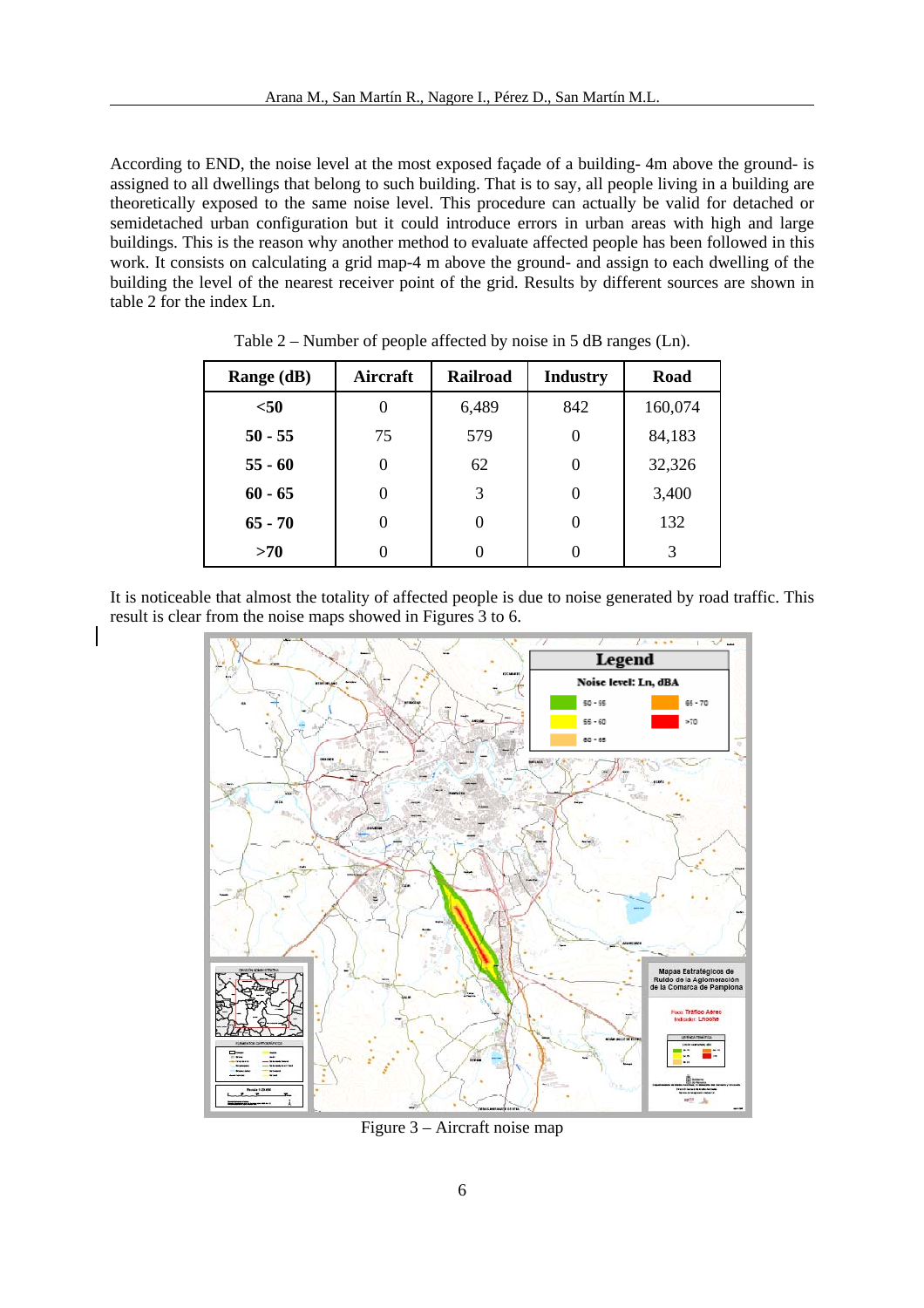According to END, the noise level at the most exposed façade of a building- 4m above the ground- is assigned to all dwellings that belong to such building. That is to say, all people living in a building are theoretically exposed to the same noise level. This procedure can actually be valid for detached or semidetached urban configuration but it could introduce errors in urban areas with high and large buildings. This is the reason why another method to evaluate affected people has been followed in this work. It consists on calculating a grid map-4 m above the ground- and assign to each dwelling of the building the level of the nearest receiver point of the grid. Results by different sources are shown in table 2 for the index Ln.

Table 2 – Number of people affected by noise in 5 dB ranges (Ln).

| Range (dB) | Aircraft | Railroad | Industry | Road |
|---|---|---|---|---|
| **<50** | 0 | 6,489 | 842 | 160,074 |
| **50 - 55** | 75 | 579 | 0 | 84,183 |
| **55 - 60** | 0 | 62 | 0 | 32,326 |
| **60 - 65** | 0 | 3 | 0 | 3,400 |
| **65 - 70** | 0 | 0 | 0 | 132 |
| **>70** | 0 | 0 | 0 | 3 |

It is noticeable that almost the totality of affected people is due to noise generated by road traffic. This result is clear from the noise maps showed in Figures 3 to 6.

Figure 3 – Aircraft noise map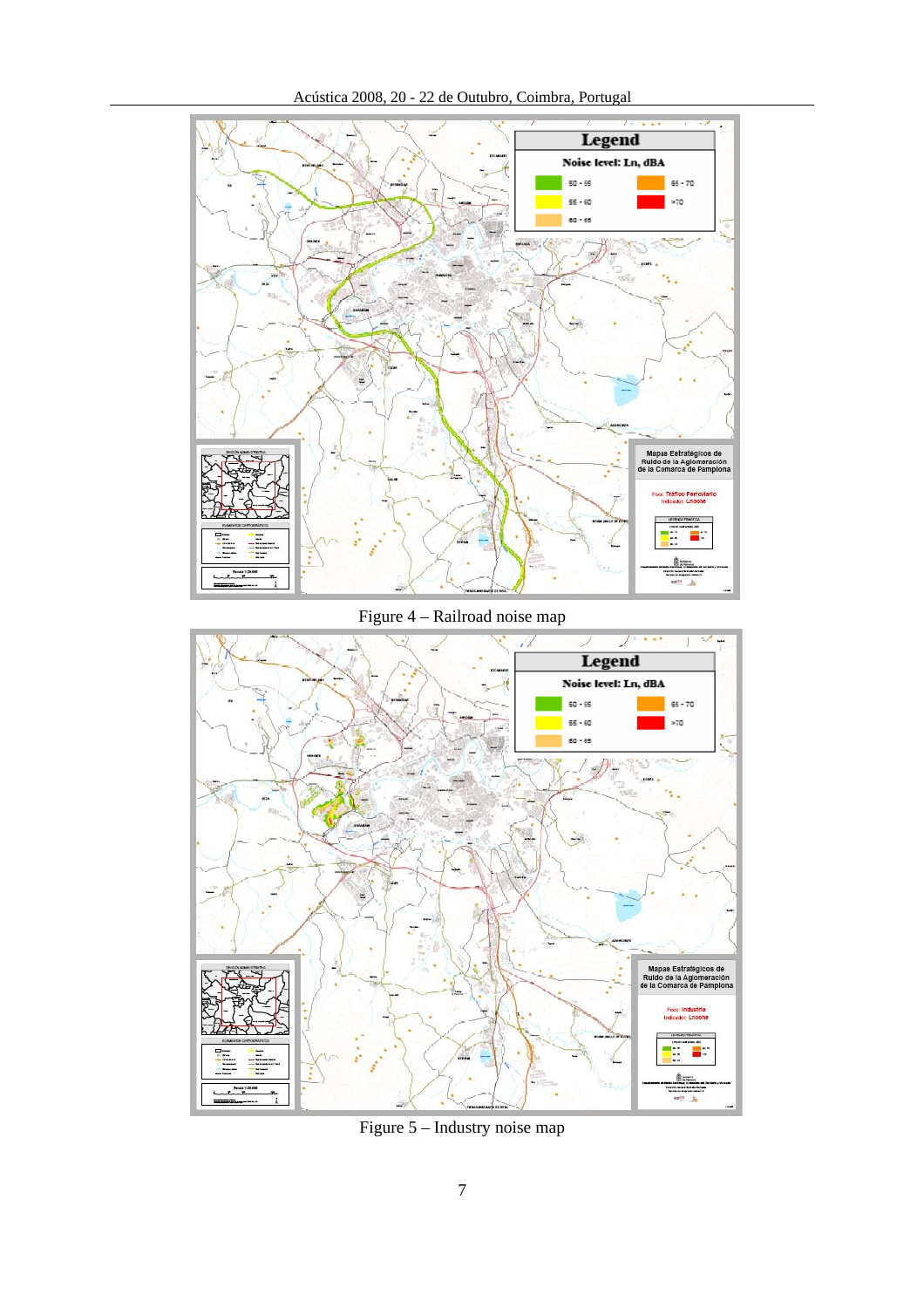Figure 4 – Railroad noise map

Figure 5 – Industry noise map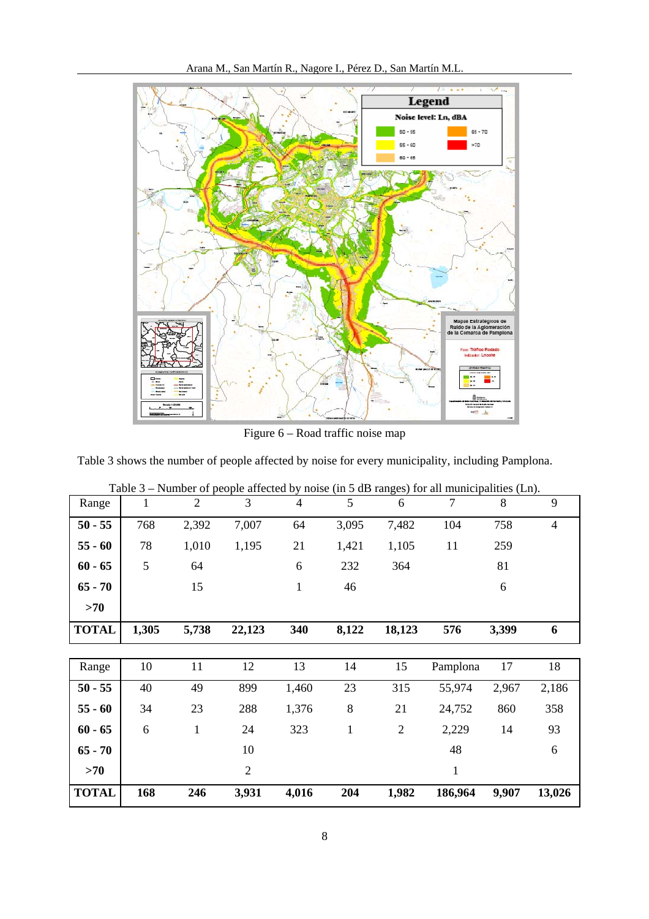Figure 6 – Road traffic noise map

Table 3 shows the number of people affected by noise for every municipality, including Pamplona.

Table 3 – Number of people affected by noise (in 5 dB ranges) for all municipalities (Ln).

| Range | 1 | 2 | 3 | 4 | 5 | 6 | 7 | 8 | 9 |
|---|---|---|---|---|---|---|---|---|---|
| **50 - 55** | 768 | 2,392 | 7,007 | 64 | 3,095 | 7,482 | 104 | 758 | 4 |
| **55 - 60** | 78 | 1,010 | 1,195 | 21 | 1,421 | 1,105 | 11 | 259 | |
| **60 - 65** | 5 | 64 | | 6 | 232 | 364 | | 81 | |
| **65 - 70** | | 15 | | 1 | 46 | | | 6 | |
| **>70** | | | | | | | | | |
| **TOTAL** | **1,305** | **5,738** | **22,123** | **340** | **8,122** | **18,123** | **576** | **3,399** | **6** |

| Range | 10 | 11 | 12 | 13 | 14 | 15 | Pamplona | 17 | 18 |
|---|---|---|---|---|---|---|---|---|---|
| **50 - 55** | 40 | 49 | 899 | 1,460 | 23 | 315 | 55,974 | 2,967 | 2,186 |
| **55 - 60** | 34 | 23 | 288 | 1,376 | 8 | 21 | 24,752 | 860 | 358 |
| **60 - 65** | 6 | 1 | 24 | 323 | 1 | 2 | 2,229 | 14 | 93 |
| **65 - 70** | | | 10 | | | | 48 | | 6 |
| **>70** | | | 2 | | | | 1 | | |
| **TOTAL** | **168** | **246** | **3,931** | **4,016** | **204** | **1,982** | **186,964** | **9,907** | **13,026** |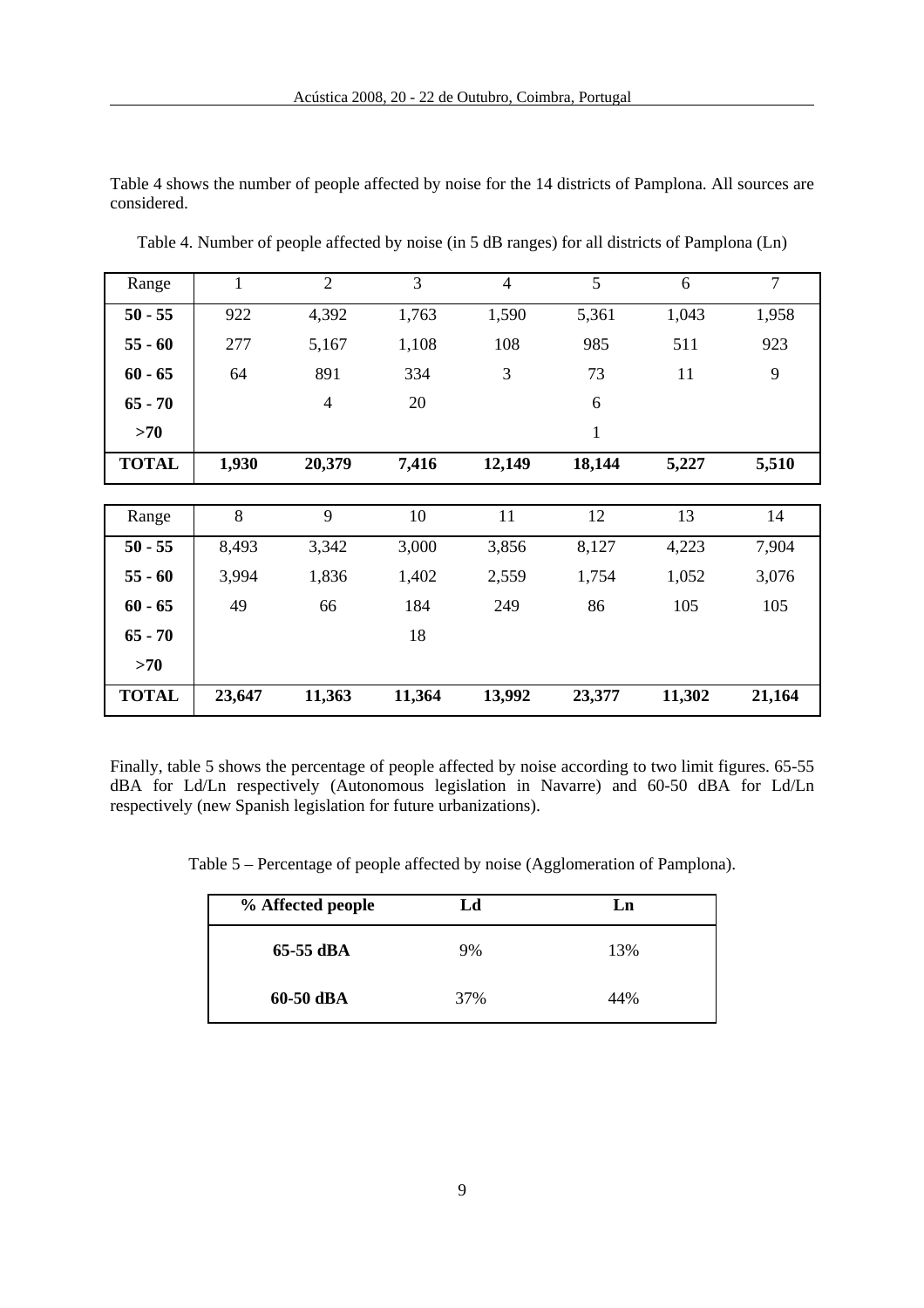Table 4 shows the number of people affected by noise for the 14 districts of Pamplona. All sources are considered.

Table 4. Number of people affected by noise (in 5 dB ranges) for all districts of Pamplona (Ln)

| Range | 1 | 2 | 3 | 4 | 5 | 6 | 7 |
|---|---|---|---|---|---|---|---|
| **50 - 55** | 922 | 4,392 | 1,763 | 1,590 | 5,361 | 1,043 | 1,958 |
| **55 - 60** | 277 | 5,167 | 1,108 | 108 | 985 | 511 | 923 |
| **60 - 65** | 64 | 891 | 334 | 3 | 73 | 11 | 9 |
| **65 - 70** | | 4 | 20 | | 6 | | |
| **>70** | | | | | 1 | | |
| **TOTAL** | **1,930** | **20,379** | **7,416** | **12,149** | **18,144** | **5,227** | **5,510** |

| Range | 8 | 9 | 10 | 11 | 12 | 13 | 14 |
|---|---|---|---|---|---|---|---|
| **50 - 55** | 8,493 | 3,342 | 3,000 | 3,856 | 8,127 | 4,223 | 7,904 |
| **55 - 60** | 3,994 | 1,836 | 1,402 | 2,559 | 1,754 | 1,052 | 3,076 |
| **60 - 65** | 49 | 66 | 184 | 249 | 86 | 105 | 105 |
| **65 - 70** | | | 18 | | | | |
| **>70** | | | | | | | |
| **TOTAL** | **23,647** | **11,363** | **11,364** | **13,992** | **23,377** | **11,302** | **21,164** |

Finally, table 5 shows the percentage of people affected by noise according to two limit figures. 65-55 dBA for Ld/Ln respectively (Autonomous legislation in Navarre) and 60-50 dBA for Ld/Ln respectively (new Spanish legislation for future urbanizations).

Table 5 – Percentage of people affected by noise (Agglomeration of Pamplona).

| % Affected people | Ld | Ln |
|---|---|---|
| **65-55 dBA** | 9% | 13% |
| **60-50 dBA** | 37% | 44% |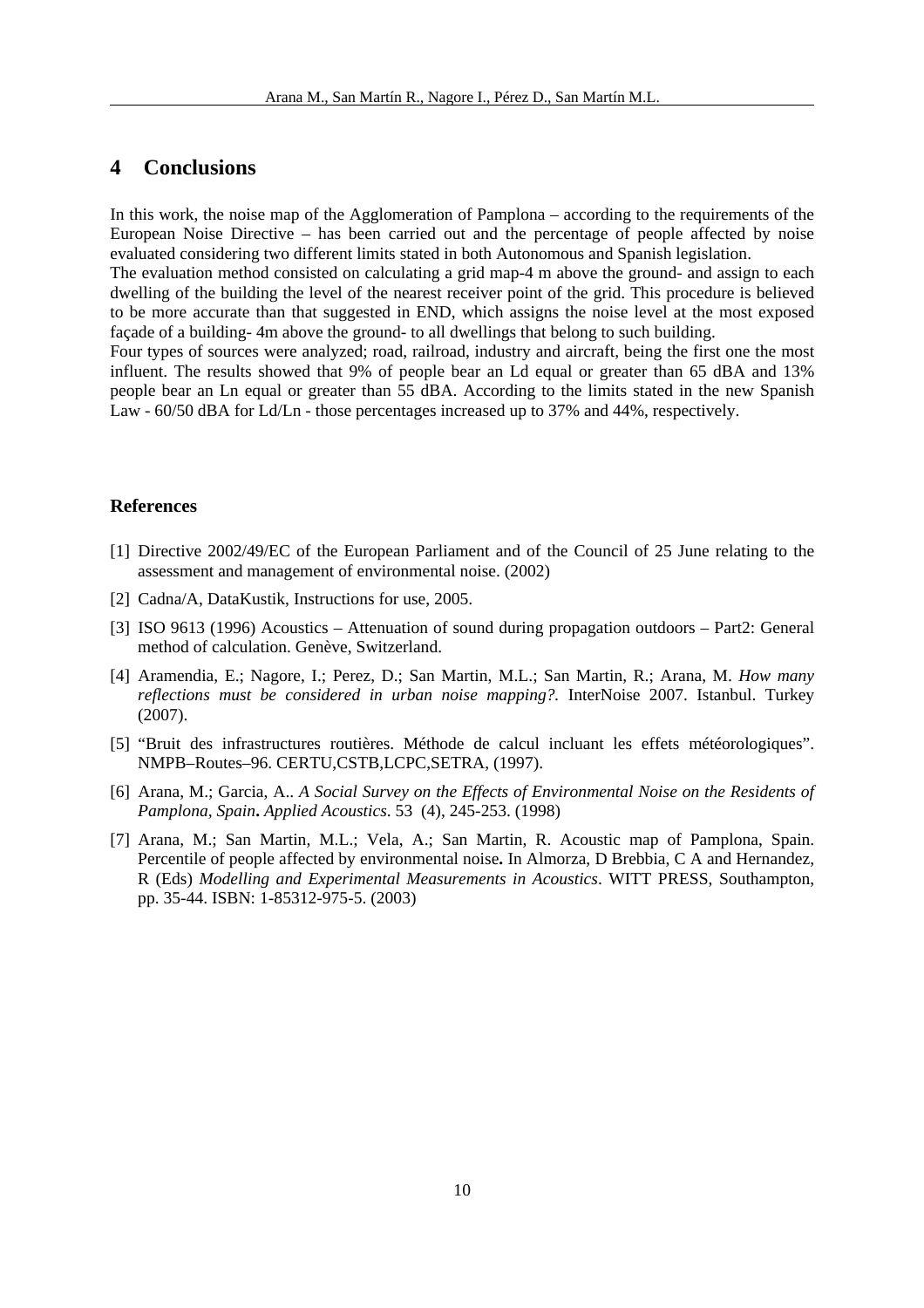## 4 Conclusions

In this work, the noise map of the Agglomeration of Pamplona – according to the requirements of the European Noise Directive – has been carried out and the percentage of people affected by noise evaluated considering two different limits stated in both Autonomous and Spanish legislation.

The evaluation method consisted on calculating a grid map-4 m above the ground- and assign to each dwelling of the building the level of the nearest receiver point of the grid. This procedure is believed to be more accurate than that suggested in END, which assigns the noise level at the most exposed façade of a building- 4m above the ground- to all dwellings that belong to such building.

Four types of sources were analyzed; road, railroad, industry and aircraft, being the first one the most influent. The results showed that 9% of people bear an Ld equal or greater than 65 dBA and 13% people bear an Ln equal or greater than 55 dBA. According to the limits stated in the new Spanish Law - 60/50 dBA for Ld/Ln - those percentages increased up to 37% and 44%, respectively.

### References

[1] Directive 2002/49/EC of the European Parliament and of the Council of 25 June relating to the assessment and management of environmental noise. (2002)

[2] Cadna/A, DataKustik, Instructions for use, 2005.

[3] ISO 9613 (1996) Acoustics – Attenuation of sound during propagation outdoors – Part2: General method of calculation. Genève, Switzerland.

[4] Aramendia, E.; Nagore, I.; Perez, D.; San Martin, M.L.; San Martin, R.; Arana, M. *How many reflections must be considered in urban noise mapping?.* InterNoise 2007. Istanbul. Turkey (2007).

[5] "Bruit des infrastructures routières. Méthode de calcul incluant les effets météorologiques". NMPB–Routes–96. CERTU,CSTB,LCPC,SETRA, (1997).

[6] Arana, M.; Garcia, A.. *A Social Survey on the Effects of Environmental Noise on the Residents of Pamplona, Spain*. *Applied Acoustics*. 53 (4), 245-253. (1998)

[7] Arana, M.; San Martin, M.L.; Vela, A.; San Martin, R. Acoustic map of Pamplona, Spain. Percentile of people affected by environmental noise**.** In Almorza, D Brebbia, C A and Hernandez, R (Eds) *Modelling and Experimental Measurements in Acoustics*. WITT PRESS, Southampton, pp. 35-44. ISBN: 1-85312-975-5. (2003)